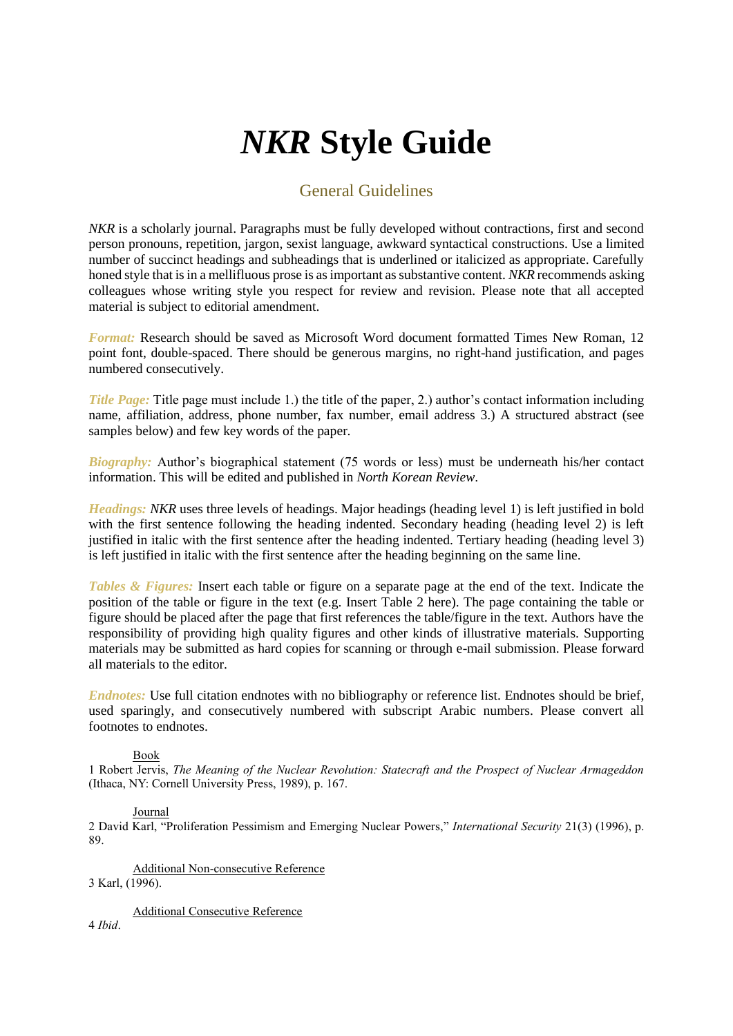# *NKR* Style Guide

## General Guidelines

*NKR* is a scholarly journal. Paragraphs must be fully developed without contractions, first and second person pronouns, repetition, jargon, sexist language, awkward syntactical constructions. Use a limited number of succinct headings and subheadings that is underlined or italicized as appropriate. Carefully honed style that is in a mellifluous prose is as important as substantive content. *NKR* recommends asking colleagues whose writing style you respect for review and revision. Please note that all accepted material is subject to editorial amendment.

***Format:*** Research should be saved as Microsoft Word document formatted Times New Roman, 12 point font, double-spaced. There should be generous margins, no right-hand justification, and pages numbered consecutively.

***Title Page:*** Title page must include 1.) the title of the paper, 2.) author's contact information including name, affiliation, address, phone number, fax number, email address 3.) A structured abstract (see samples below) and few key words of the paper.

***Biography:*** Author's biographical statement (75 words or less) must be underneath his/her contact information. This will be edited and published in *North Korean Review*.

***Headings:*** *NKR* uses three levels of headings. Major headings (heading level 1) is left justified in bold with the first sentence following the heading indented. Secondary heading (heading level 2) is left justified in italic with the first sentence after the heading indented. Tertiary heading (heading level 3) is left justified in italic with the first sentence after the heading beginning on the same line.

***Tables & Figures:*** Insert each table or figure on a separate page at the end of the text. Indicate the position of the table or figure in the text (e.g. Insert Table 2 here). The page containing the table or figure should be placed after the page that first references the table/figure in the text. Authors have the responsibility of providing high quality figures and other kinds of illustrative materials. Supporting materials may be submitted as hard copies for scanning or through e-mail submission. Please forward all materials to the editor.

***Endnotes:*** Use full citation endnotes with no bibliography or reference list. Endnotes should be brief, used sparingly, and consecutively numbered with subscript Arabic numbers. Please convert all footnotes to endnotes.

<u>Book</u>

1 Robert Jervis, *The Meaning of the Nuclear Revolution: Statecraft and the Prospect of Nuclear Armageddon* (Ithaca, NY: Cornell University Press, 1989), p. 167.

<u>Journal</u>

2 David Karl, "Proliferation Pessimism and Emerging Nuclear Powers," *International Security* 21(3) (1996), p. 89.

<u>Additional Non-consecutive Reference</u>

3 Karl, (1996).

<u>Additional Consecutive Reference</u>

4 *Ibid*.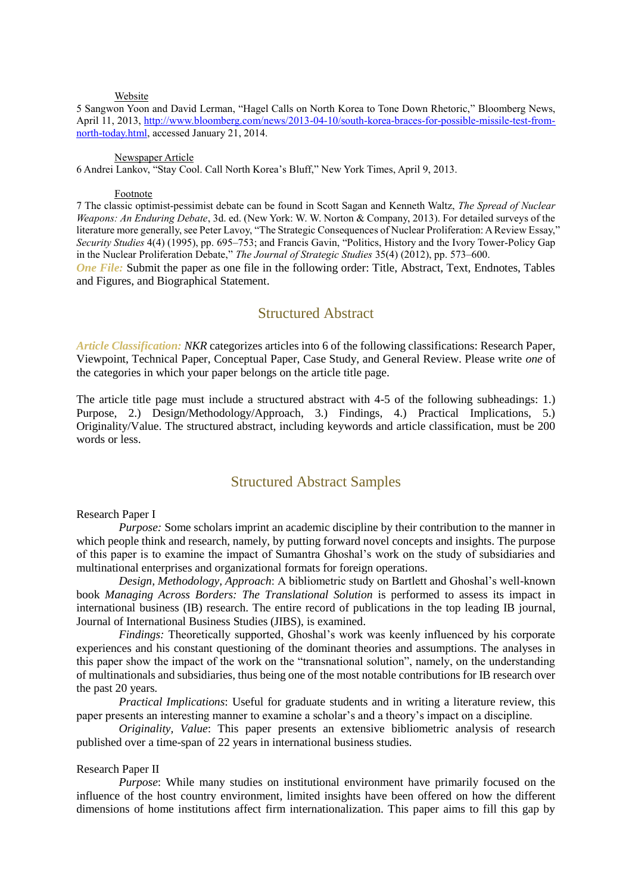Website

5 Sangwon Yoon and David Lerman, "Hagel Calls on North Korea to Tone Down Rhetoric," Bloomberg News, April 11, 2013, [http://www.bloomberg.com/news/2013-04-10/south-korea-braces-for-possible-missile-test-from-north-today.html](http://www.bloomberg.com/news/2013-04-10/south-korea-braces-for-possible-missile-test-from-north-today.html), accessed January 21, 2014.

Newspaper Article

6 Andrei Lankov, "Stay Cool. Call North Korea's Bluff," New York Times, April 9, 2013.

Footnote

7 The classic optimist-pessimist debate can be found in Scott Sagan and Kenneth Waltz, *The Spread of Nuclear Weapons: An Enduring Debate*, 3d. ed. (New York: W. W. Norton & Company, 2013). For detailed surveys of the literature more generally, see Peter Lavoy, "The Strategic Consequences of Nuclear Proliferation: A Review Essay," *Security Studies* 4(4) (1995), pp. 695–753; and Francis Gavin, "Politics, History and the Ivory Tower-Policy Gap in the Nuclear Proliferation Debate," *The Journal of Strategic Studies* 35(4) (2012), pp. 573–600.

***One File:*** Submit the paper as one file in the following order: Title, Abstract, Text, Endnotes, Tables and Figures, and Biographical Statement.

## Structured Abstract

***Article Classification:*** *NKR* categorizes articles into 6 of the following classifications: Research Paper, Viewpoint, Technical Paper, Conceptual Paper, Case Study, and General Review. Please write *one* of the categories in which your paper belongs on the article title page.

The article title page must include a structured abstract with 4-5 of the following subheadings: 1.) Purpose, 2.) Design/Methodology/Approach, 3.) Findings, 4.) Practical Implications, 5.) Originality/Value. The structured abstract, including keywords and article classification, must be 200 words or less.

## Structured Abstract Samples

Research Paper I

*Purpose:* Some scholars imprint an academic discipline by their contribution to the manner in which people think and research, namely, by putting forward novel concepts and insights. The purpose of this paper is to examine the impact of Sumantra Ghoshal's work on the study of subsidiaries and multinational enterprises and organizational formats for foreign operations.

*Design, Methodology, Approach*: A bibliometric study on Bartlett and Ghoshal's well-known book *Managing Across Borders: The Translational Solution* is performed to assess its impact in international business (IB) research. The entire record of publications in the top leading IB journal, Journal of International Business Studies (JIBS), is examined.

*Findings:* Theoretically supported, Ghoshal's work was keenly influenced by his corporate experiences and his constant questioning of the dominant theories and assumptions. The analyses in this paper show the impact of the work on the "transnational solution", namely, on the understanding of multinationals and subsidiaries, thus being one of the most notable contributions for IB research over the past 20 years.

*Practical Implications*: Useful for graduate students and in writing a literature review, this paper presents an interesting manner to examine a scholar's and a theory's impact on a discipline.

*Originality, Value*: This paper presents an extensive bibliometric analysis of research published over a time-span of 22 years in international business studies.

Research Paper II

*Purpose*: While many studies on institutional environment have primarily focused on the influence of the host country environment, limited insights have been offered on how the different dimensions of home institutions affect firm internationalization. This paper aims to fill this gap by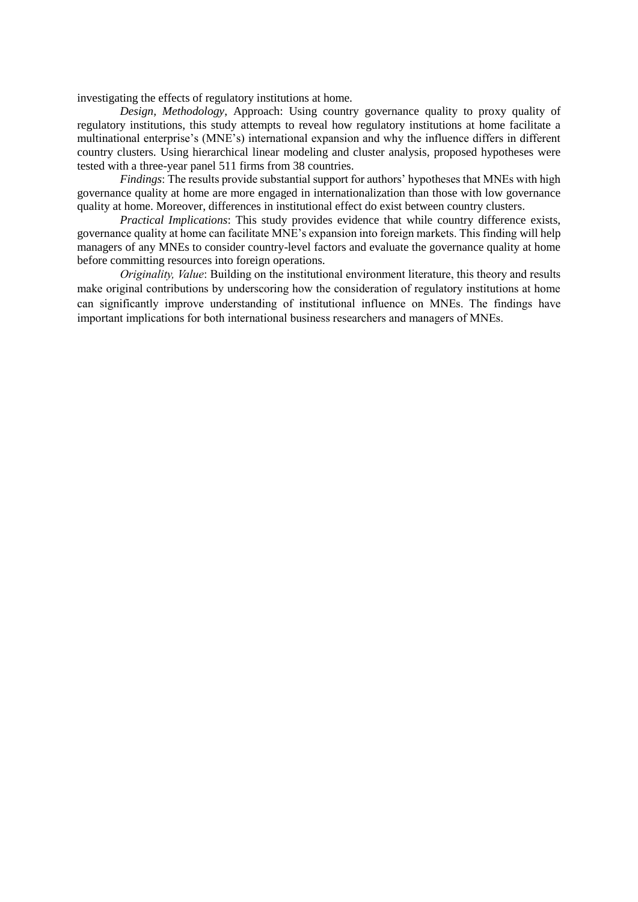investigating the effects of regulatory institutions at home.

*Design, Methodology*, Approach: Using country governance quality to proxy quality of regulatory institutions, this study attempts to reveal how regulatory institutions at home facilitate a multinational enterprise's (MNE's) international expansion and why the influence differs in different country clusters. Using hierarchical linear modeling and cluster analysis, proposed hypotheses were tested with a three-year panel 511 firms from 38 countries.

*Findings*: The results provide substantial support for authors' hypotheses that MNEs with high governance quality at home are more engaged in internationalization than those with low governance quality at home. Moreover, differences in institutional effect do exist between country clusters.

*Practical Implications*: This study provides evidence that while country difference exists, governance quality at home can facilitate MNE's expansion into foreign markets. This finding will help managers of any MNEs to consider country-level factors and evaluate the governance quality at home before committing resources into foreign operations.

*Originality, Value*: Building on the institutional environment literature, this theory and results make original contributions by underscoring how the consideration of regulatory institutions at home can significantly improve understanding of institutional influence on MNEs. The findings have important implications for both international business researchers and managers of MNEs.